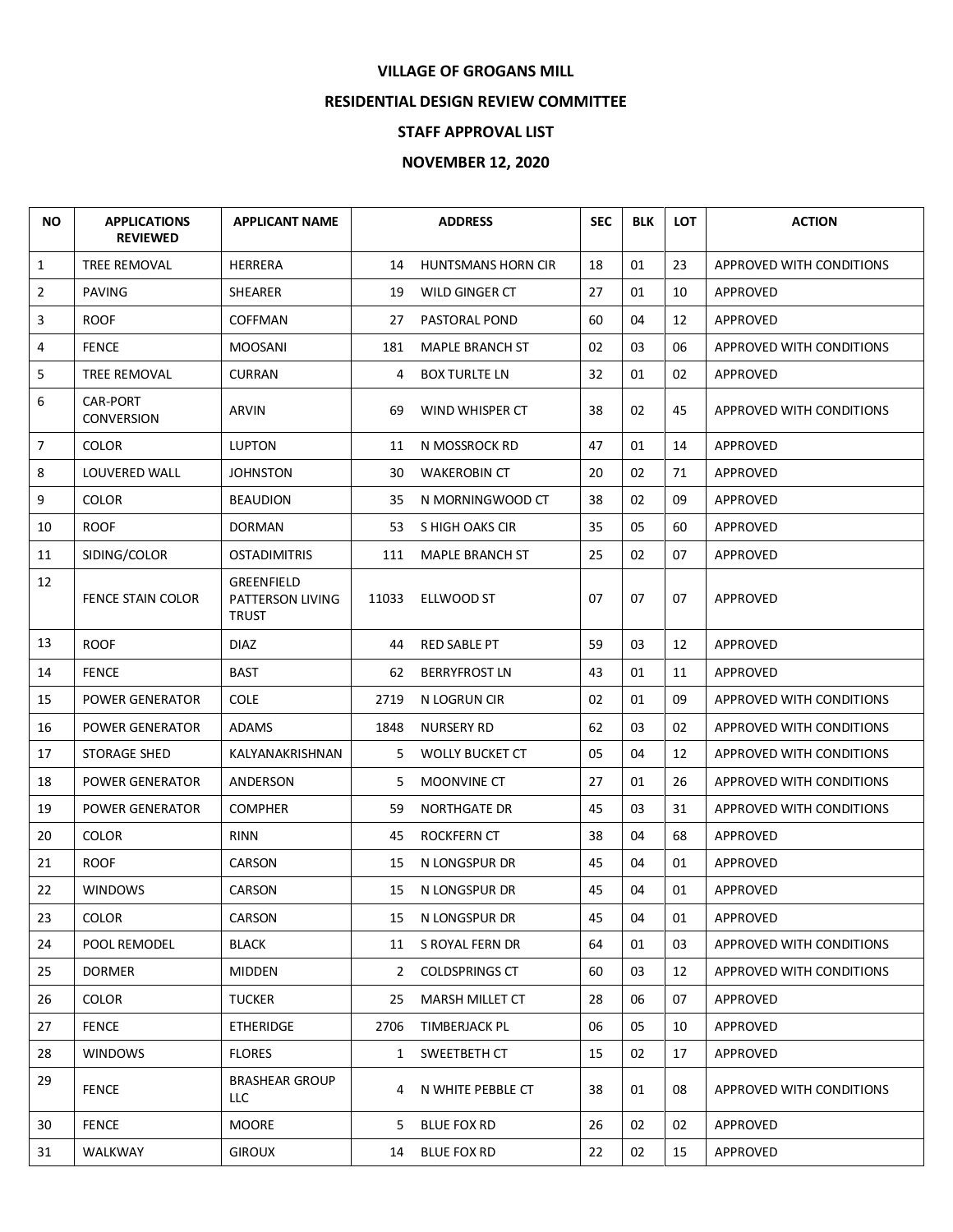**VILLAGE OF GROGANS MILL**

**RESIDENTIAL DESIGN REVIEW COMMITTEE**

**STAFF APPROVAL LIST**

**NOVEMBER 12, 2020**

| NO | APPLICATIONS REVIEWED | APPLICANT NAME | ADDRESS | | SEC | BLK | LOT | ACTION |
|---|---|---|---|---|---|---|---|---|
| 1 | TREE REMOVAL | HERRERA | 14 | HUNTSMANS HORN CIR | 18 | 01 | 23 | APPROVED WITH CONDITIONS |
| 2 | PAVING | SHEARER | 19 | WILD GINGER CT | 27 | 01 | 10 | APPROVED |
| 3 | ROOF | COFFMAN | 27 | PASTORAL POND | 60 | 04 | 12 | APPROVED |
| 4 | FENCE | MOOSANI | 181 | MAPLE BRANCH ST | 02 | 03 | 06 | APPROVED WITH CONDITIONS |
| 5 | TREE REMOVAL | CURRAN | 4 | BOX TURLTE LN | 32 | 01 | 02 | APPROVED |
| 6 | CAR-PORT CONVERSION | ARVIN | 69 | WIND WHISPER CT | 38 | 02 | 45 | APPROVED WITH CONDITIONS |
| 7 | COLOR | LUPTON | 11 | N MOSSROCK RD | 47 | 01 | 14 | APPROVED |
| 8 | LOUVERED WALL | JOHNSTON | 30 | WAKEROBIN CT | 20 | 02 | 71 | APPROVED |
| 9 | COLOR | BEAUDION | 35 | N MORNINGWOOD CT | 38 | 02 | 09 | APPROVED |
| 10 | ROOF | DORMAN | 53 | S HIGH OAKS CIR | 35 | 05 | 60 | APPROVED |
| 11 | SIDING/COLOR | OSTADIMITRIS | 111 | MAPLE BRANCH ST | 25 | 02 | 07 | APPROVED |
| 12 | FENCE STAIN COLOR | GREENFIELD PATTERSON LIVING TRUST | 11033 | ELLWOOD ST | 07 | 07 | 07 | APPROVED |
| 13 | ROOF | DIAZ | 44 | RED SABLE PT | 59 | 03 | 12 | APPROVED |
| 14 | FENCE | BAST | 62 | BERRYFROST LN | 43 | 01 | 11 | APPROVED |
| 15 | POWER GENERATOR | COLE | 2719 | N LOGRUN CIR | 02 | 01 | 09 | APPROVED WITH CONDITIONS |
| 16 | POWER GENERATOR | ADAMS | 1848 | NURSERY RD | 62 | 03 | 02 | APPROVED WITH CONDITIONS |
| 17 | STORAGE SHED | KALYANAKRISHNAN | 5 | WOLLY BUCKET CT | 05 | 04 | 12 | APPROVED WITH CONDITIONS |
| 18 | POWER GENERATOR | ANDERSON | 5 | MOONVINE CT | 27 | 01 | 26 | APPROVED WITH CONDITIONS |
| 19 | POWER GENERATOR | COMPHER | 59 | NORTHGATE DR | 45 | 03 | 31 | APPROVED WITH CONDITIONS |
| 20 | COLOR | RINN | 45 | ROCKFERN CT | 38 | 04 | 68 | APPROVED |
| 21 | ROOF | CARSON | 15 | N LONGSPUR DR | 45 | 04 | 01 | APPROVED |
| 22 | WINDOWS | CARSON | 15 | N LONGSPUR DR | 45 | 04 | 01 | APPROVED |
| 23 | COLOR | CARSON | 15 | N LONGSPUR DR | 45 | 04 | 01 | APPROVED |
| 24 | POOL REMODEL | BLACK | 11 | S ROYAL FERN DR | 64 | 01 | 03 | APPROVED WITH CONDITIONS |
| 25 | DORMER | MIDDEN | 2 | COLDSPRINGS CT | 60 | 03 | 12 | APPROVED WITH CONDITIONS |
| 26 | COLOR | TUCKER | 25 | MARSH MILLET CT | 28 | 06 | 07 | APPROVED |
| 27 | FENCE | ETHERIDGE | 2706 | TIMBERJACK PL | 06 | 05 | 10 | APPROVED |
| 28 | WINDOWS | FLORES | 1 | SWEETBETH CT | 15 | 02 | 17 | APPROVED |
| 29 | FENCE | BRASHEAR GROUP LLC | 4 | N WHITE PEBBLE CT | 38 | 01 | 08 | APPROVED WITH CONDITIONS |
| 30 | FENCE | MOORE | 5 | BLUE FOX RD | 26 | 02 | 02 | APPROVED |
| 31 | WALKWAY | GIROUX | 14 | BLUE FOX RD | 22 | 02 | 15 | APPROVED |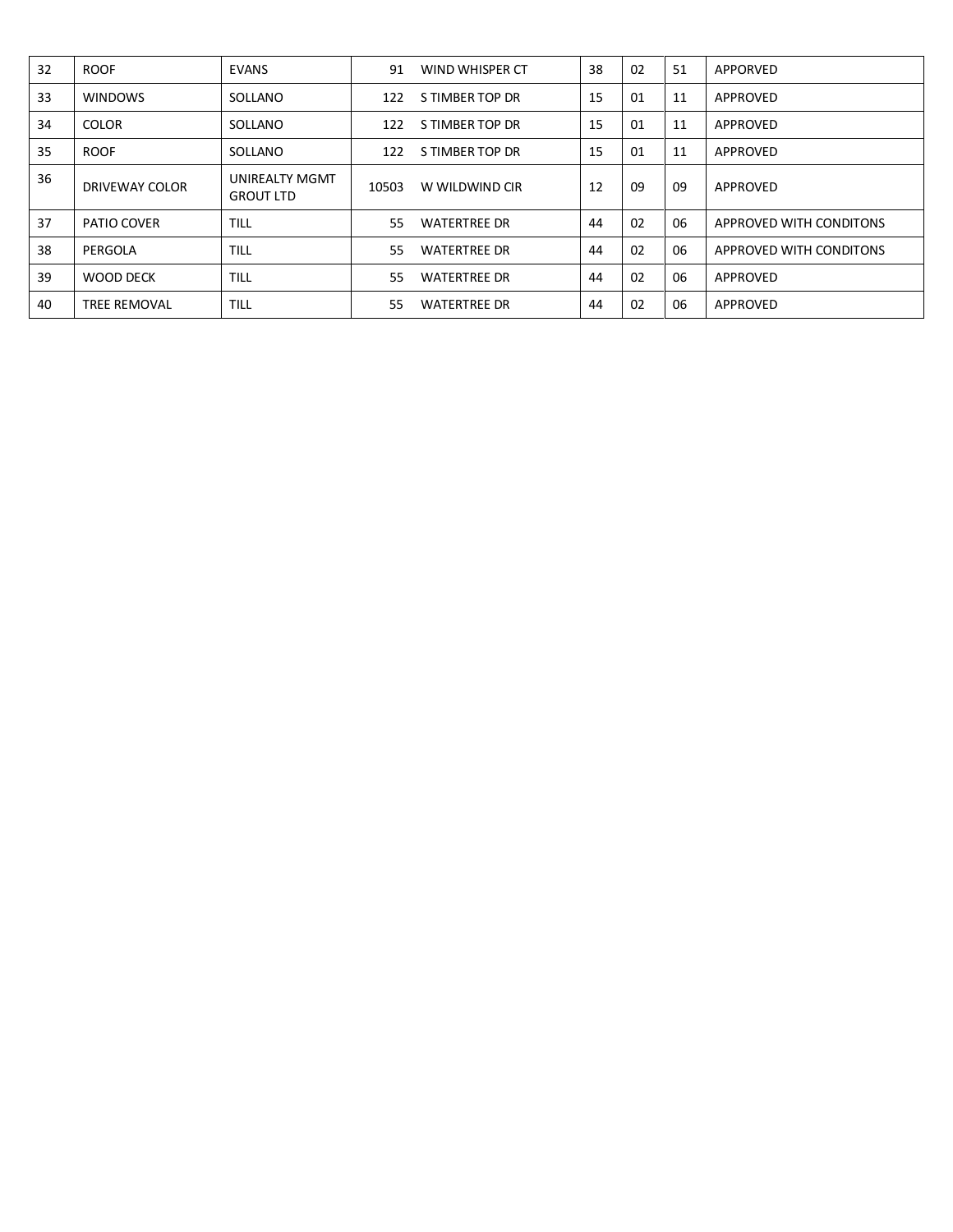| | | | | | | | | |
|---|---|---|---|---|---|---|---|---|
| 32 | ROOF | EVANS | 91 | WIND WHISPER CT | 38 | 02 | 51 | APPORVED |
| 33 | WINDOWS | SOLLANO | 122 | S TIMBER TOP DR | 15 | 01 | 11 | APPROVED |
| 34 | COLOR | SOLLANO | 122 | S TIMBER TOP DR | 15 | 01 | 11 | APPROVED |
| 35 | ROOF | SOLLANO | 122 | S TIMBER TOP DR | 15 | 01 | 11 | APPROVED |
| 36 | DRIVEWAY COLOR | UNIREALTY MGMT GROUT LTD | 10503 | W WILDWIND CIR | 12 | 09 | 09 | APPROVED |
| 37 | PATIO COVER | TILL | 55 | WATERTREE DR | 44 | 02 | 06 | APPROVED WITH CONDITONS |
| 38 | PERGOLA | TILL | 55 | WATERTREE DR | 44 | 02 | 06 | APPROVED WITH CONDITONS |
| 39 | WOOD DECK | TILL | 55 | WATERTREE DR | 44 | 02 | 06 | APPROVED |
| 40 | TREE REMOVAL | TILL | 55 | WATERTREE DR | 44 | 02 | 06 | APPROVED |